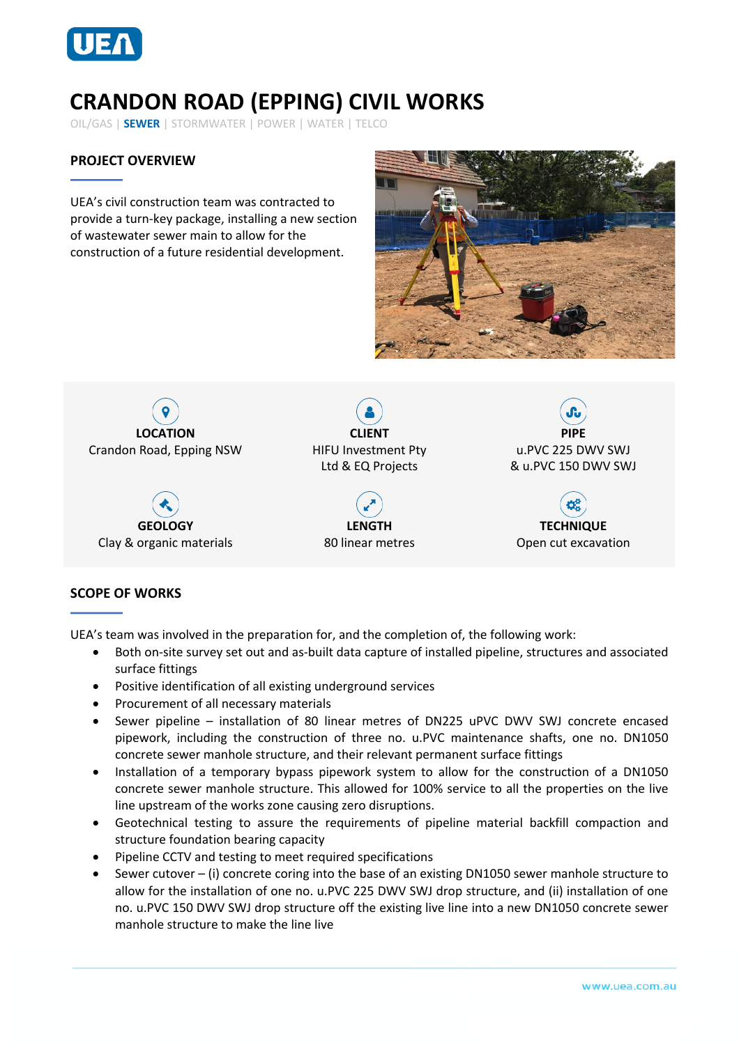# CRANDON ROAD (EPPING) CIVIL WORKS

OIL/GAS | **SEWER** | STORMWATER | POWER | WATER | TELCO

## PROJECT OVERVIEW

UEA's civil construction team was contracted to provide a turn-key package, installing a new section of wastewater sewer main to allow for the construction of a future residential development.

**LOCATION**
Crandon Road, Epping NSW

**CLIENT**
HIFU Investment Pty Ltd & EQ Projects

**PIPE**
u.PVC 225 DWV SWJ & u.PVC 150 DWV SWJ

**GEOLOGY**
Clay & organic materials

**LENGTH**
80 linear metres

**TECHNIQUE**
Open cut excavation

## SCOPE OF WORKS

UEA's team was involved in the preparation for, and the completion of, the following work:

- Both on-site survey set out and as-built data capture of installed pipeline, structures and associated surface fittings
- Positive identification of all existing underground services
- Procurement of all necessary materials
- Sewer pipeline – installation of 80 linear metres of DN225 uPVC DWV SWJ concrete encased pipework, including the construction of three no. u.PVC maintenance shafts, one no. DN1050 concrete sewer manhole structure, and their relevant permanent surface fittings
- Installation of a temporary bypass pipework system to allow for the construction of a DN1050 concrete sewer manhole structure. This allowed for 100% service to all the properties on the live line upstream of the works zone causing zero disruptions.
- Geotechnical testing to assure the requirements of pipeline material backfill compaction and structure foundation bearing capacity
- Pipeline CCTV and testing to meet required specifications
- Sewer cutover – (i) concrete coring into the base of an existing DN1050 sewer manhole structure to allow for the installation of one no. u.PVC 225 DWV SWJ drop structure, and (ii) installation of one no. u.PVC 150 DWV SWJ drop structure off the existing live line into a new DN1050 concrete sewer manhole structure to make the line live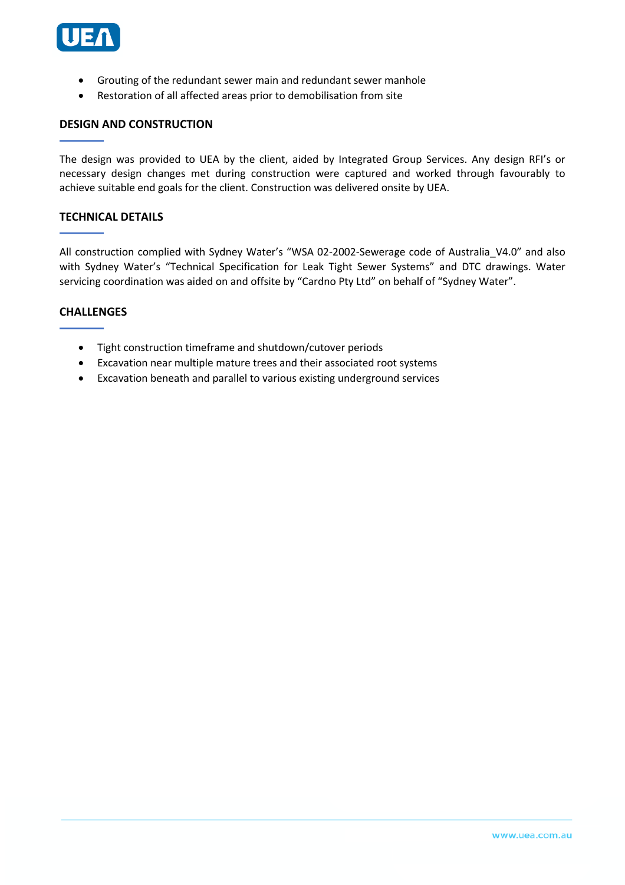- Grouting of the redundant sewer main and redundant sewer manhole
- Restoration of all affected areas prior to demobilisation from site

## DESIGN AND CONSTRUCTION

The design was provided to UEA by the client, aided by Integrated Group Services. Any design RFI's or necessary design changes met during construction were captured and worked through favourably to achieve suitable end goals for the client. Construction was delivered onsite by UEA.

## TECHNICAL DETAILS

All construction complied with Sydney Water's "WSA 02-2002-Sewerage code of Australia_V4.0" and also with Sydney Water's "Technical Specification for Leak Tight Sewer Systems" and DTC drawings. Water servicing coordination was aided on and offsite by "Cardno Pty Ltd" on behalf of "Sydney Water".

## CHALLENGES

- Tight construction timeframe and shutdown/cutover periods
- Excavation near multiple mature trees and their associated root systems
- Excavation beneath and parallel to various existing underground services